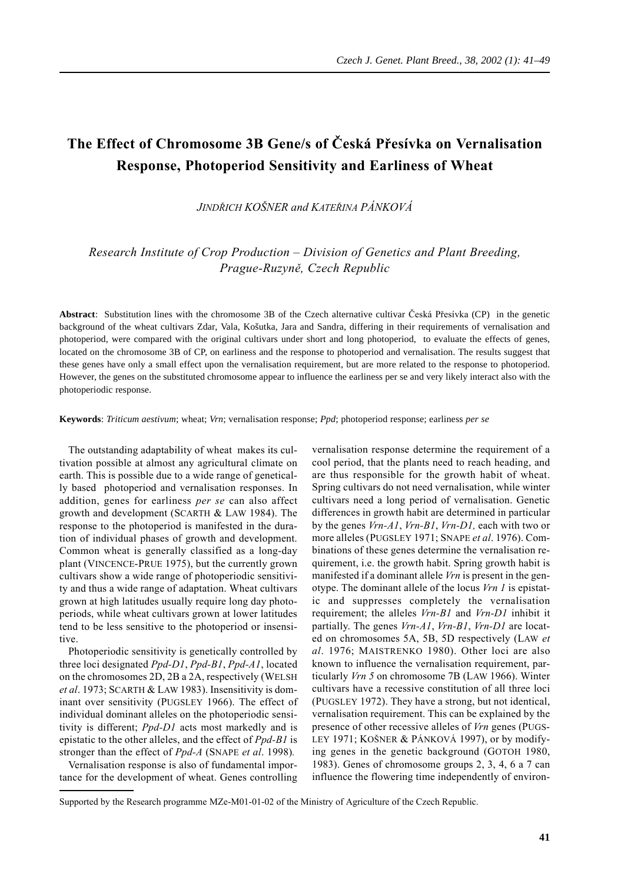# The Effect of Chromosome 3B Gene/s of Česká Přesívka on Vernalisation Response, Photoperiod Sensitivity and Earliness of Wheat

*JINDŘICH KOŠNER and KATEŘINA PÁNKOVÁ*

*Research Institute of Crop Production – Division of Genetics and Plant Breeding, Prague-Ruzyně, Czech Republic*

**Abstract**: Substitution lines with the chromosome 3B of the Czech alternative cultivar Česká Přesívka (CP) in the genetic background of the wheat cultivars Zdar, Vala, Košutka, Jara and Sandra, differing in their requirements of vernalisation and photoperiod, were compared with the original cultivars under short and long photoperiod, to evaluate the effects of genes, located on the chromosome 3B of CP, on earliness and the response to photoperiod and vernalisation. The results suggest that these genes have only a small effect upon the vernalisation requirement, but are more related to the response to photoperiod. However, the genes on the substituted chromosome appear to influence the earliness per se and very likely interact also with the photoperiodic response.

**Keywords**: *Triticum aestivum*; wheat; *Vrn*; vernalisation response; *Ppd*; photoperiod response; earliness *per se*

The outstanding adaptability of wheat makes its cultivation possible at almost any agricultural climate on earth. This is possible due to a wide range of genetically based photoperiod and vernalisation responses. In addition, genes for earliness *per se* can also affect growth and development (SCARTH & LAW 1984). The response to the photoperiod is manifested in the duration of individual phases of growth and development. Common wheat is generally classified as a long-day plant (VINCENCE-PRUE 1975), but the currently grown cultivars show a wide range of photoperiodic sensitivity and thus a wide range of adaptation. Wheat cultivars grown at high latitudes usually require long day photoperiods, while wheat cultivars grown at lower latitudes tend to be less sensitive to the photoperiod or insensitive.

Photoperiodic sensitivity is genetically controlled by three loci designated *Ppd-D1*, *Ppd-B1*, *Ppd-A1*, located on the chromosomes 2D, 2B a 2A, respectively (WELSH *et al*. 1973; SCARTH & LAW 1983). Insensitivity is dominant over sensitivity (PUGSLEY 1966). The effect of individual dominant alleles on the photoperiodic sensitivity is different; *Ppd-D1* acts most markedly and is epistatic to the other alleles, and the effect of *Ppd-B1* is stronger than the effect of *Ppd-A* (SNAPE *et al*. 1998).

Vernalisation response is also of fundamental importance for the development of wheat. Genes controlling vernalisation response determine the requirement of a cool period, that the plants need to reach heading, and are thus responsible for the growth habit of wheat. Spring cultivars do not need vernalisation, while winter cultivars need a long period of vernalisation. Genetic differences in growth habit are determined in particular by the genes *Vrn-A1*, *Vrn-B1*, *Vrn-D1,* each with two or more alleles (PUGSLEY 1971; SNAPE *et al*. 1976). Combinations of these genes determine the vernalisation requirement, i.e. the growth habit. Spring growth habit is manifested if a dominant allele *Vrn* is present in the genotype. The dominant allele of the locus *Vrn 1* is epistatic and suppresses completely the vernalisation requirement; the alleles *Vrn-B1* and *Vrn-D1* inhibit it partially. The genes *Vrn-A1*, *Vrn-B1*, *Vrn-D1* are located on chromosomes 5A, 5B, 5D respectively (LAW *et al*. 1976; MAISTRENKO 1980). Other loci are also known to influence the vernalisation requirement, particularly *Vrn 5* on chromosome 7B (LAW 1966). Winter cultivars have a recessive constitution of all three loci (PUGSLEY 1972). They have a strong, but not identical, vernalisation requirement. This can be explained by the presence of other recessive alleles of *Vrn* genes (PUGSLEY 1971; KOŠNER & PÁNKOVÁ 1997), or by modifying genes in the genetic background (GOTOH 1980, 1983). Genes of chromosome groups 2, 3, 4, 6 a 7 can influence the flowering time independently of environ-

Supported by the Research programme MZe-M01-01-02 of the Ministry of Agriculture of the Czech Republic.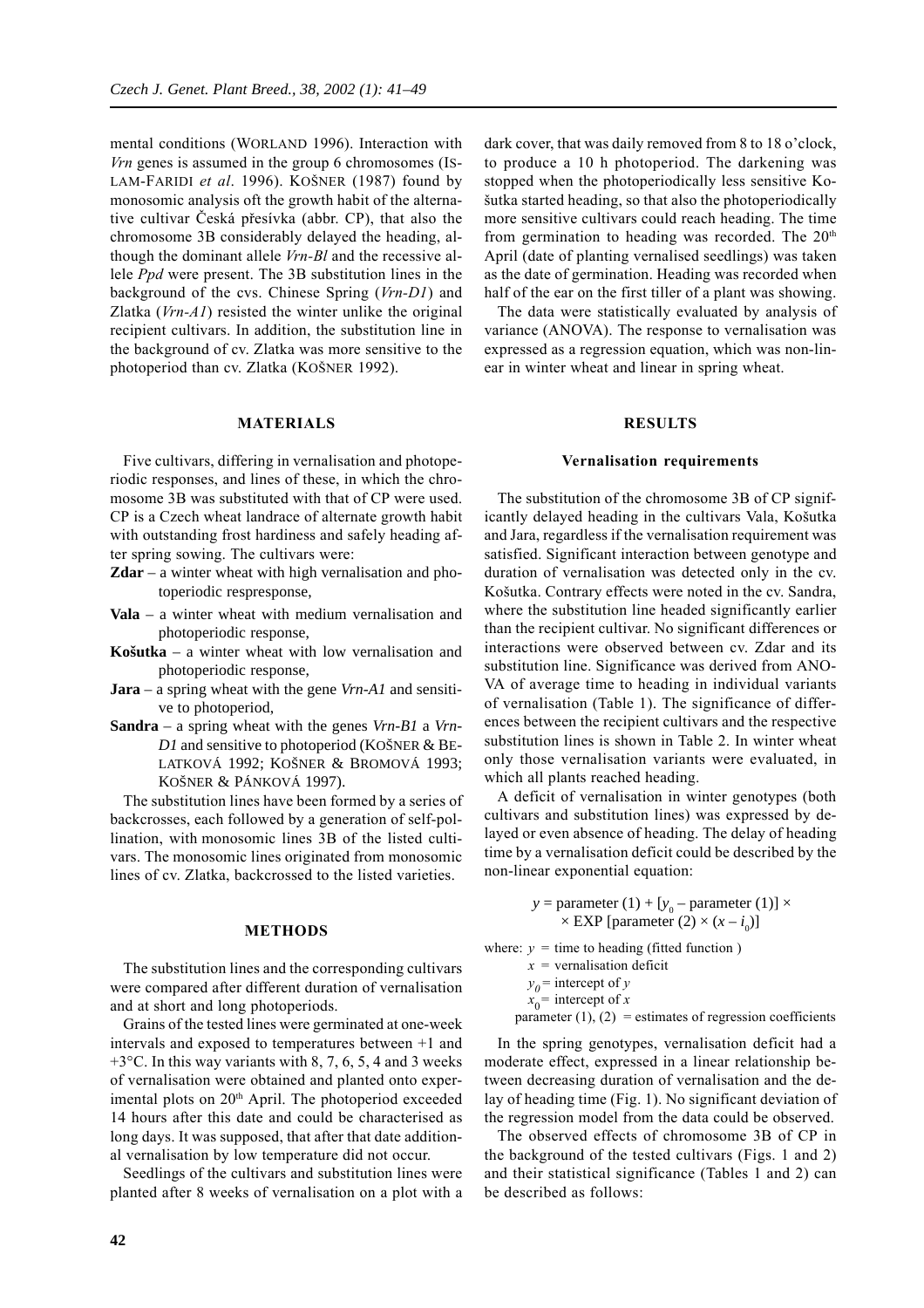mental conditions (WORLAND 1996). Interaction with *Vrn* genes is assumed in the group 6 chromosomes (ISLAM-FARIDI *et al*. 1996). KOŠNER (1987) found by monosomic analysis oft the growth habit of the alternative cultivar Česká přesívka (abbr. CP), that also the chromosome 3B considerably delayed the heading, although the dominant allele *Vrn-Bl* and the recessive allele *Ppd* were present. The 3B substitution lines in the background of the cvs. Chinese Spring (*Vrn-D1*) and Zlatka (*Vrn-A1*) resisted the winter unlike the original recipient cultivars. In addition, the substitution line in the background of cv. Zlatka was more sensitive to the photoperiod than cv. Zlatka (KOŠNER 1992).

## MATERIALS

Five cultivars, differing in vernalisation and photoperiodic responses, and lines of these, in which the chromosome 3B was substituted with that of CP were used. CP is a Czech wheat landrace of alternate growth habit with outstanding frost hardiness and safely heading after spring sowing. The cultivars were:

- **Zdar** – a winter wheat with high vernalisation and photoperiodic respresponse,
- **Vala** – a winter wheat with medium vernalisation and photoperiodic response,
- **Košutka** – a winter wheat with low vernalisation and photoperiodic response,
- **Jara** – a spring wheat with the gene *Vrn-A1* and sensitive to photoperiod,
- **Sandra** – a spring wheat with the genes *Vrn-B1* a *Vrn-D1* and sensitive to photoperiod (KOŠNER & BELATKOVÁ 1992; KOŠNER & BROMOVÁ 1993; KOŠNER & PÁNKOVÁ 1997).

The substitution lines have been formed by a series of backcrosses, each followed by a generation of self-pollination, with monosomic lines 3B of the listed cultivars. The monosomic lines originated from monosomic lines of cv. Zlatka, backcrossed to the listed varieties.

## METHODS

The substitution lines and the corresponding cultivars were compared after different duration of vernalisation and at short and long photoperiods.

Grains of the tested lines were germinated at one-week intervals and exposed to temperatures between +1 and +3°C. In this way variants with 8, 7, 6, 5, 4 and 3 weeks of vernalisation were obtained and planted onto experimental plots on 20th April. The photoperiod exceeded 14 hours after this date and could be characterised as long days. It was supposed, that after that date additional vernalisation by low temperature did not occur.

Seedlings of the cultivars and substitution lines were planted after 8 weeks of vernalisation on a plot with a dark cover, that was daily removed from 8 to 18 o'clock, to produce a 10 h photoperiod. The darkening was stopped when the photoperiodically less sensitive Košutka started heading, so that also the photoperiodically more sensitive cultivars could reach heading. The time from germination to heading was recorded. The 20th April (date of planting vernalised seedlings) was taken as the date of germination. Heading was recorded when half of the ear on the first tiller of a plant was showing.

The data were statistically evaluated by analysis of variance (ANOVA). The response to vernalisation was expressed as a regression equation, which was non-linear in winter wheat and linear in spring wheat.

## RESULTS

### Vernalisation requirements

The substitution of the chromosome 3B of CP significantly delayed heading in the cultivars Vala, Košutka and Jara, regardless if the vernalisation requirement was satisfied. Significant interaction between genotype and duration of vernalisation was detected only in the cv. Košutka. Contrary effects were noted in the cv. Sandra, where the substitution line headed significantly earlier than the recipient cultivar. No significant differences or interactions were observed between cv. Zdar and its substitution line. Significance was derived from ANOVA of average time to heading in individual variants of vernalisation (Table 1). The significance of differences between the recipient cultivars and the respective substitution lines is shown in Table 2. In winter wheat only those vernalisation variants were evaluated, in which all plants reached heading.

A deficit of vernalisation in winter genotypes (both cultivars and substitution lines) was expressed by delayed or even absence of heading. The delay of heading time by a vernalisation deficit could be described by the non-linear exponential equation:

$$y = \text{parameter (1)} + [y_0 - \text{parameter (1)}] \times \text{EXP [parameter (2)} \times (x - i_0)]$$

where: $y$ = time to heading (fitted function )
$x$ = vernalisation deficit
$y_0$ = intercept of $y$
$x_0$ = intercept of $x$
parameter (1), (2) = estimates of regression coefficients

In the spring genotypes, vernalisation deficit had a moderate effect, expressed in a linear relationship between decreasing duration of vernalisation and the delay of heading time (Fig. 1). No significant deviation of the regression model from the data could be observed.

The observed effects of chromosome 3B of CP in the background of the tested cultivars (Figs. 1 and 2) and their statistical significance (Tables 1 and 2) can be described as follows: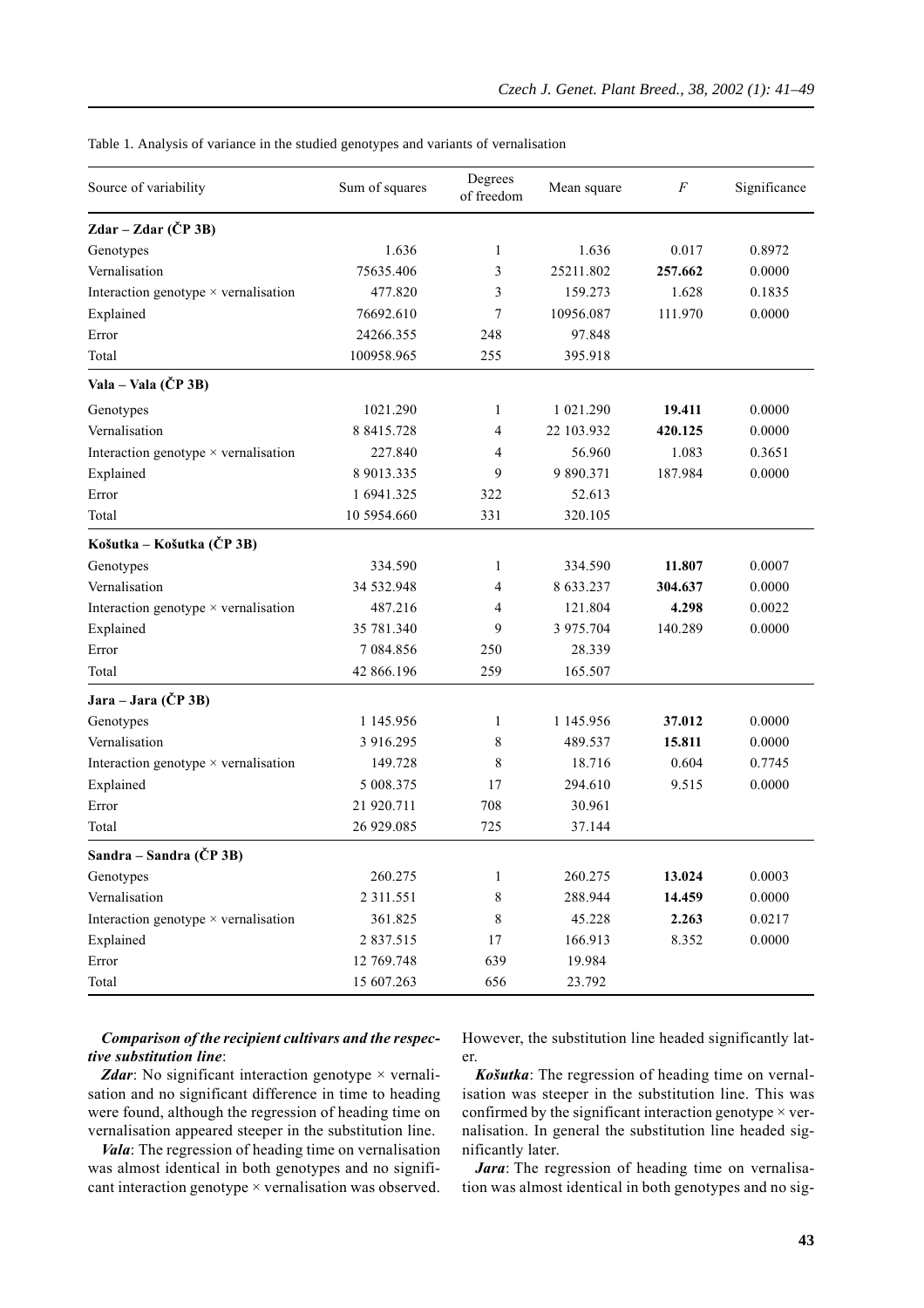Table 1. Analysis of variance in the studied genotypes and variants of vernalisation

| Source of variability | Sum of squares | Degrees of freedom | Mean square | *F* | Significance |
|---|---|---|---|---|---|
| **Zdar – Zdar (ČP 3B)** | | | | | |
| Genotypes | 1.636 | 1 | 1.636 | 0.017 | 0.8972 |
| Vernalisation | 75635.406 | 3 | 25211.802 | **257.662** | 0.0000 |
| Interaction genotype × vernalisation | 477.820 | 3 | 159.273 | 1.628 | 0.1835 |
| Explained | 76692.610 | 7 | 10956.087 | 111.970 | 0.0000 |
| Error | 24266.355 | 248 | 97.848 | | |
| Total | 100958.965 | 255 | 395.918 | | |
| **Vala – Vala (ČP 3B)** | | | | | |
| Genotypes | 1021.290 | 1 | 1 021.290 | **19.411** | 0.0000 |
| Vernalisation | 8 8415.728 | 4 | 22 103.932 | **420.125** | 0.0000 |
| Interaction genotype × vernalisation | 227.840 | 4 | 56.960 | 1.083 | 0.3651 |
| Explained | 8 9013.335 | 9 | 9 890.371 | 187.984 | 0.0000 |
| Error | 1 6941.325 | 322 | 52.613 | | |
| Total | 10 5954.660 | 331 | 320.105 | | |
| **Košutka – Košutka (ČP 3B)** | | | | | |
| Genotypes | 334.590 | 1 | 334.590 | **11.807** | 0.0007 |
| Vernalisation | 34 532.948 | 4 | 8 633.237 | **304.637** | 0.0000 |
| Interaction genotype × vernalisation | 487.216 | 4 | 121.804 | **4.298** | 0.0022 |
| Explained | 35 781.340 | 9 | 3 975.704 | 140.289 | 0.0000 |
| Error | 7 084.856 | 250 | 28.339 | | |
| Total | 42 866.196 | 259 | 165.507 | | |
| **Jara – Jara (ČP 3B)** | | | | | |
| Genotypes | 1 145.956 | 1 | 1 145.956 | **37.012** | 0.0000 |
| Vernalisation | 3 916.295 | 8 | 489.537 | **15.811** | 0.0000 |
| Interaction genotype × vernalisation | 149.728 | 8 | 18.716 | 0.604 | 0.7745 |
| Explained | 5 008.375 | 17 | 294.610 | 9.515 | 0.0000 |
| Error | 21 920.711 | 708 | 30.961 | | |
| Total | 26 929.085 | 725 | 37.144 | | |
| **Sandra – Sandra (ČP 3B)** | | | | | |
| Genotypes | 260.275 | 1 | 260.275 | **13.024** | 0.0003 |
| Vernalisation | 2 311.551 | 8 | 288.944 | **14.459** | 0.0000 |
| Interaction genotype × vernalisation | 361.825 | 8 | 45.228 | **2.263** | 0.0217 |
| Explained | 2 837.515 | 17 | 166.913 | 8.352 | 0.0000 |
| Error | 12 769.748 | 639 | 19.984 | | |
| Total | 15 607.263 | 656 | 23.792 | | |

***Comparison of the recipient cultivars and the respective substitution line***:

***Zdar***: No significant interaction genotype × vernalisation and no significant difference in time to heading were found, although the regression of heading time on vernalisation appeared steeper in the substitution line.

***Vala***: The regression of heading time on vernalisation was almost identical in both genotypes and no significant interaction genotype × vernalisation was observed. However, the substitution line headed significantly later.

***Košutka***: The regression of heading time on vernalisation was steeper in the substitution line. This was confirmed by the significant interaction genotype × vernalisation. In general the substitution line headed significantly later.

***Jara***: The regression of heading time on vernalisation was almost identical in both genotypes and no sig-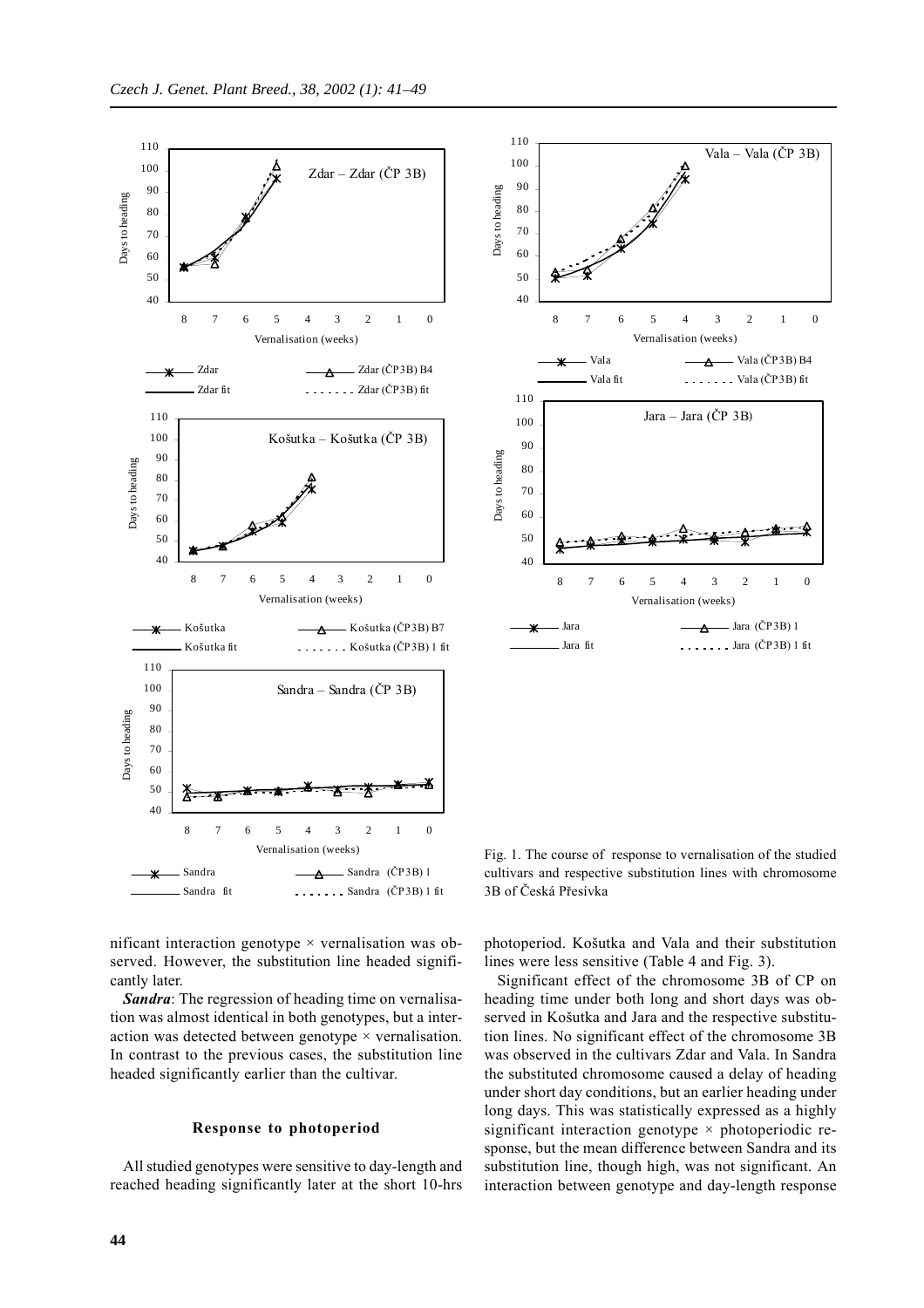Fig. 1. The course of response to vernalisation of the studied cultivars and respective substitution lines with chromosome 3B of Česká Přesívka

nificant interaction genotype × vernalisation was observed. However, the substitution line headed significantly later.

***Sandra***: The regression of heading time on vernalisation was almost identical in both genotypes, but a interaction was detected between genotype × vernalisation. In contrast to the previous cases, the substitution line headed significantly earlier than the cultivar.

### Response to photoperiod

All studied genotypes were sensitive to day-length and reached heading significantly later at the short 10-hrs photoperiod. Košutka and Vala and their substitution lines were less sensitive (Table 4 and Fig. 3).

Significant effect of the chromosome 3B of CP on heading time under both long and short days was observed in Košutka and Jara and the respective substitution lines. No significant effect of the chromosome 3B was observed in the cultivars Zdar and Vala. In Sandra the substituted chromosome caused a delay of heading under short day conditions, but an earlier heading under long days. This was statistically expressed as a highly significant interaction genotype × photoperiodic response, but the mean difference between Sandra and its substitution line, though high, was not significant. An interaction between genotype and day-length response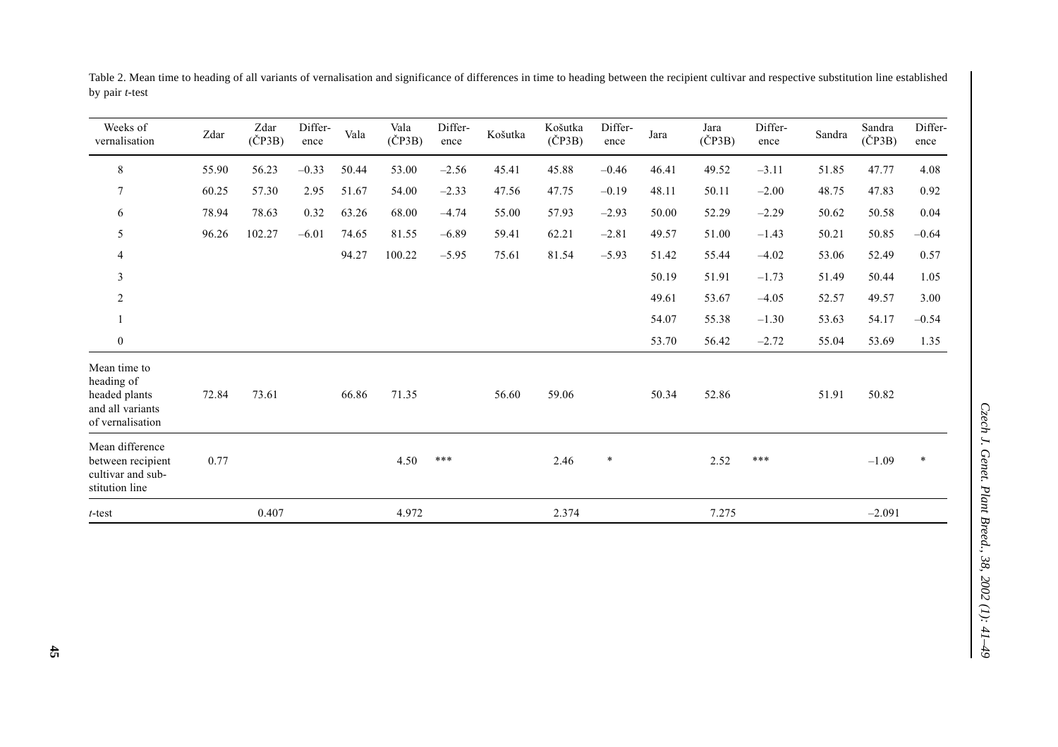Table 2. Mean time to heading of all variants of vernalisation and significance of differences in time to heading between the recipient cultivar and respective substitution line established by pair *t*-test

| Weeks of vernalisation | Zdar | Zdar (ČP3B) | Difference | Vala | Vala (ČP3B) | Difference | Košutka | Košutka (ČP3B) | Difference | Jara | Jara (ČP3B) | Difference | Sandra | Sandra (ČP3B) | Difference |
|---|---|---|---|---|---|---|---|---|---|---|---|---|---|---|---|
| 8 | 55.90 | 56.23 | –0.33 | 50.44 | 53.00 | –2.56 | 45.41 | 45.88 | –0.46 | 46.41 | 49.52 | –3.11 | 51.85 | 47.77 | 4.08 |
| 7 | 60.25 | 57.30 | 2.95 | 51.67 | 54.00 | –2.33 | 47.56 | 47.75 | –0.19 | 48.11 | 50.11 | –2.00 | 48.75 | 47.83 | 0.92 |
| 6 | 78.94 | 78.63 | 0.32 | 63.26 | 68.00 | –4.74 | 55.00 | 57.93 | –2.93 | 50.00 | 52.29 | –2.29 | 50.62 | 50.58 | 0.04 |
| 5 | 96.26 | 102.27 | –6.01 | 74.65 | 81.55 | –6.89 | 59.41 | 62.21 | –2.81 | 49.57 | 51.00 | –1.43 | 50.21 | 50.85 | –0.64 |
| 4 | | | | 94.27 | 100.22 | –5.95 | 75.61 | 81.54 | –5.93 | 51.42 | 55.44 | –4.02 | 53.06 | 52.49 | 0.57 |
| 3 | | | | | | | | | | 50.19 | 51.91 | –1.73 | 51.49 | 50.44 | 1.05 |
| 2 | | | | | | | | | | 49.61 | 53.67 | –4.05 | 52.57 | 49.57 | 3.00 |
| 1 | | | | | | | | | | 54.07 | 55.38 | –1.30 | 53.63 | 54.17 | –0.54 |
| 0 | | | | | | | | | | 53.70 | 56.42 | –2.72 | 55.04 | 53.69 | 1.35 |
| Mean time to heading of headed plants and all variants of vernalisation | 72.84 | 73.61 | | 66.86 | 71.35 | | 56.60 | 59.06 | | 50.34 | 52.86 | | 51.91 | 50.82 | |
| Mean difference between recipient cultivar and substitution line | 0.77 | | | | 4.50 | *** | | 2.46 | * | | 2.52 | *** | | –1.09 | * |
| *t*-test | | 0.407 | | | 4.972 | | | 2.374 | | | 7.275 | | | –2.091 | |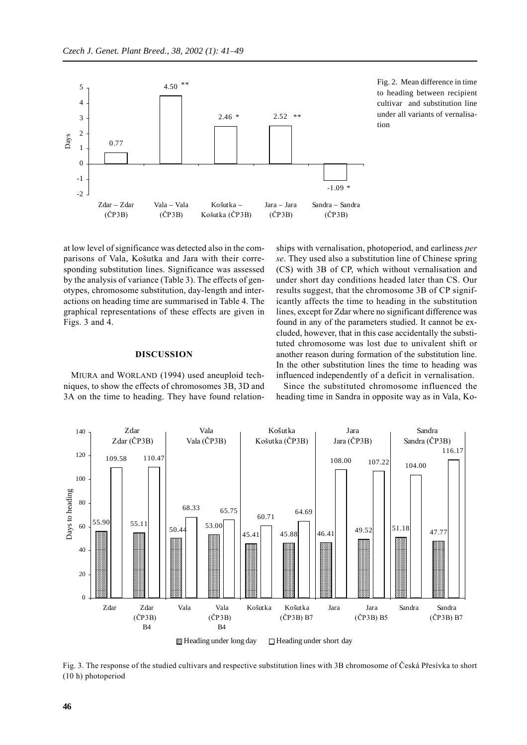Fig. 2. Mean difference in time to heading between recipient cultivar and substitution line under all variants of vernalisation

at low level of significance was detected also in the comparisons of Vala, Košutka and Jara with their corresponding substitution lines. Significance was assessed by the analysis of variance (Table 3). The effects of genotypes, chromosome substitution, day-length and interactions on heading time are summarised in Table 4. The graphical representations of these effects are given in Figs. 3 and 4.

## DISCUSSION

MIURA and WORLAND (1994) used aneuploid techniques, to show the effects of chromosomes 3B, 3D and 3A on the time to heading. They have found relationships with vernalisation, photoperiod, and earliness *per se*. They used also a substitution line of Chinese spring (CS) with 3B of CP, which without vernalisation and under short day conditions headed later than CS. Our results suggest, that the chromosome 3B of CP significantly affects the time to heading in the substitution lines, except for Zdar where no significant difference was found in any of the parameters studied. It cannot be excluded, however, that in this case accidentally the substituted chromosome was lost due to univalent shift or another reason during formation of the substitution line. In the other substitution lines the time to heading was influenced independently of a deficit in vernalisation.

Since the substituted chromosome influenced the heading time in Sandra in opposite way as in Vala, Ko-

Fig. 3. The response of the studied cultivars and respective substitution lines with 3B chromosome of Česká Přesívka to short (10 h) photoperiod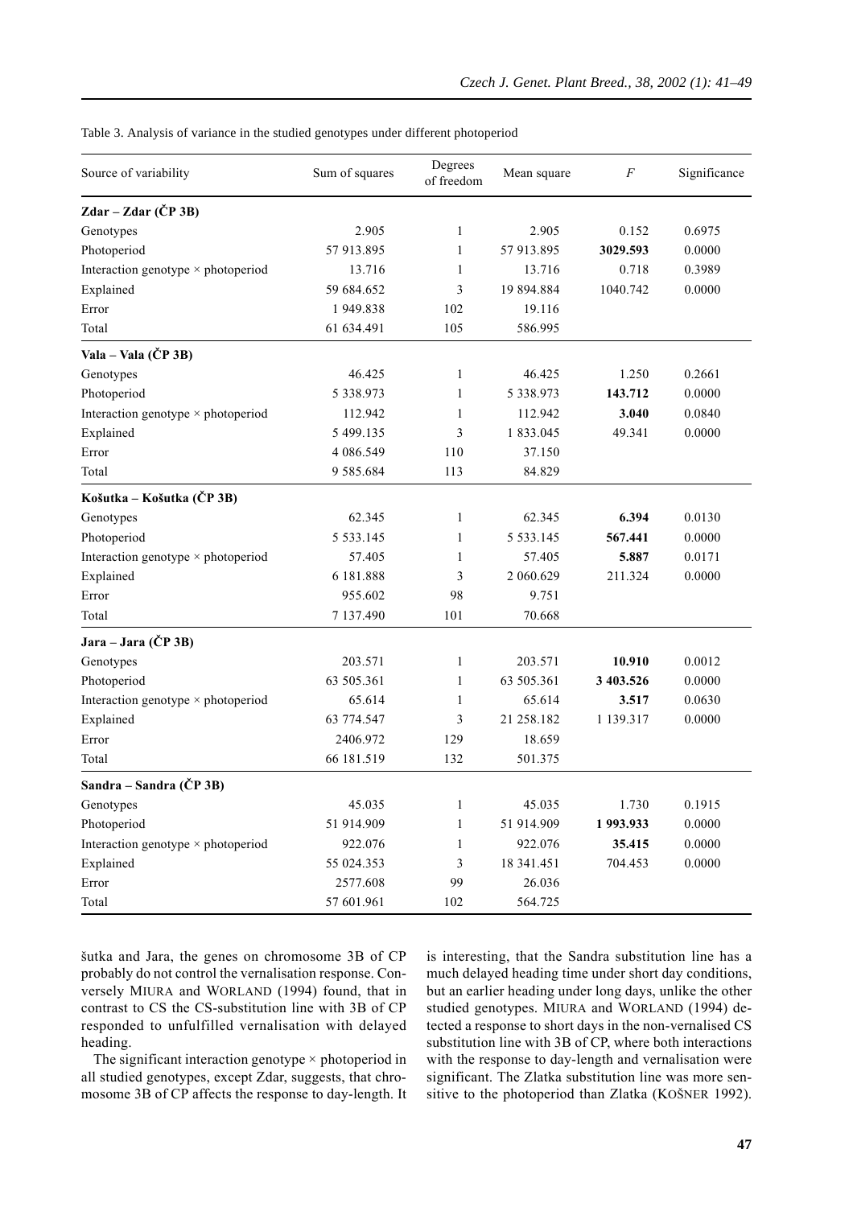Table 3. Analysis of variance in the studied genotypes under different photoperiod

| Source of variability | Sum of squares | Degrees of freedom | Mean square | *F* | Significance |
|---|---|---|---|---|---|
| **Zdar – Zdar (ČP 3B)** | | | | | |
| Genotypes | 2.905 | 1 | 2.905 | 0.152 | 0.6975 |
| Photoperiod | 57 913.895 | 1 | 57 913.895 | **3029.593** | 0.0000 |
| Interaction genotype × photoperiod | 13.716 | 1 | 13.716 | 0.718 | 0.3989 |
| Explained | 59 684.652 | 3 | 19 894.884 | 1040.742 | 0.0000 |
| Error | 1 949.838 | 102 | 19.116 | | |
| Total | 61 634.491 | 105 | 586.995 | | |
| **Vala – Vala (ČP 3B)** | | | | | |
| Genotypes | 46.425 | 1 | 46.425 | 1.250 | 0.2661 |
| Photoperiod | 5 338.973 | 1 | 5 338.973 | **143.712** | 0.0000 |
| Interaction genotype × photoperiod | 112.942 | 1 | 112.942 | **3.040** | 0.0840 |
| Explained | 5 499.135 | 3 | 1 833.045 | 49.341 | 0.0000 |
| Error | 4 086.549 | 110 | 37.150 | | |
| Total | 9 585.684 | 113 | 84.829 | | |
| **Košutka – Košutka (ČP 3B)** | | | | | |
| Genotypes | 62.345 | 1 | 62.345 | **6.394** | 0.0130 |
| Photoperiod | 5 533.145 | 1 | 5 533.145 | **567.441** | 0.0000 |
| Interaction genotype × photoperiod | 57.405 | 1 | 57.405 | **5.887** | 0.0171 |
| Explained | 6 181.888 | 3 | 2 060.629 | 211.324 | 0.0000 |
| Error | 955.602 | 98 | 9.751 | | |
| Total | 7 137.490 | 101 | 70.668 | | |
| **Jara – Jara (ČP 3B)** | | | | | |
| Genotypes | 203.571 | 1 | 203.571 | **10.910** | 0.0012 |
| Photoperiod | 63 505.361 | 1 | 63 505.361 | **3 403.526** | 0.0000 |
| Interaction genotype × photoperiod | 65.614 | 1 | 65.614 | **3.517** | 0.0630 |
| Explained | 63 774.547 | 3 | 21 258.182 | 1 139.317 | 0.0000 |
| Error | 2406.972 | 129 | 18.659 | | |
| Total | 66 181.519 | 132 | 501.375 | | |
| **Sandra – Sandra (ČP 3B)** | | | | | |
| Genotypes | 45.035 | 1 | 45.035 | 1.730 | 0.1915 |
| Photoperiod | 51 914.909 | 1 | 51 914.909 | **1 993.933** | 0.0000 |
| Interaction genotype × photoperiod | 922.076 | 1 | 922.076 | **35.415** | 0.0000 |
| Explained | 55 024.353 | 3 | 18 341.451 | 704.453 | 0.0000 |
| Error | 2577.608 | 99 | 26.036 | | |
| Total | 57 601.961 | 102 | 564.725 | | |

šutka and Jara, the genes on chromosome 3B of CP probably do not control the vernalisation response. Conversely MIURA and WORLAND (1994) found, that in contrast to CS the CS-substitution line with 3B of CP responded to unfulfilled vernalisation with delayed heading.

The significant interaction genotype × photoperiod in all studied genotypes, except Zdar, suggests, that chromosome 3B of CP affects the response to day-length. It is interesting, that the Sandra substitution line has a much delayed heading time under short day conditions, but an earlier heading under long days, unlike the other studied genotypes. MIURA and WORLAND (1994) detected a response to short days in the non-vernalised CS substitution line with 3B of CP, where both interactions with the response to day-length and vernalisation were significant. The Zlatka substitution line was more sensitive to the photoperiod than Zlatka (KOŠNER 1992).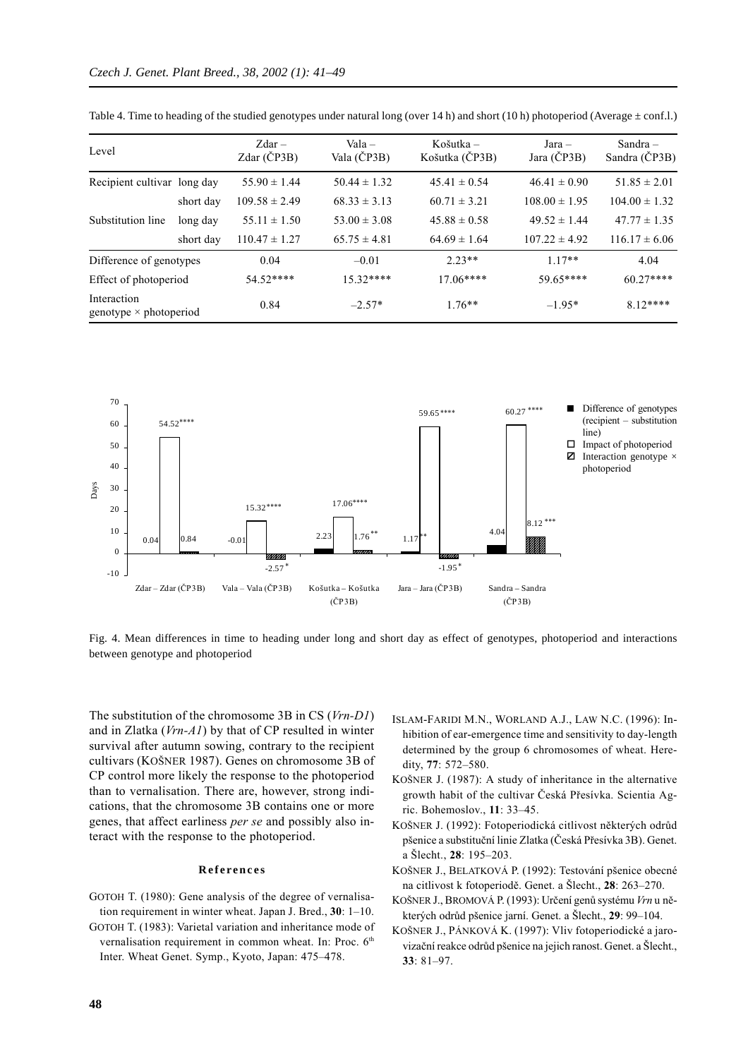Table 4. Time to heading of the studied genotypes under natural long (over 14 h) and short (10 h) photoperiod (Average ± conf.l.)

| Level | | Zdar – Zdar (ČP3B) | Vala – Vala (ČP3B) | Košutka – Košutka (ČP3B) | Jara – Jara (ČP3B) | Sandra – Sandra (ČP3B) |
|---|---|---|---|---|---|---|
| Recipient cultivar | long day | 55.90 ± 1.44 | 50.44 ± 1.32 | 45.41 ± 0.54 | 46.41 ± 0.90 | 51.85 ± 2.01 |
| | short day | 109.58 ± 2.49 | 68.33 ± 3.13 | 60.71 ± 3.21 | 108.00 ± 1.95 | 104.00 ± 1.32 |
| Substitution line | long day | 55.11 ± 1.50 | 53.00 ± 3.08 | 45.88 ± 0.58 | 49.52 ± 1.44 | 47.77 ± 1.35 |
| | short day | 110.47 ± 1.27 | 65.75 ± 4.81 | 64.69 ± 1.64 | 107.22 ± 4.92 | 116.17 ± 6.06 |
| Difference of genotypes | | 0.04 | –0.01 | 2.23** | 1.17** | 4.04 |
| Effect of photoperiod | | 54.52**** | 15.32**** | 17.06**** | 59.65**** | 60.27**** |
| Interaction genotype × photoperiod | | 0.84 | –2.57* | 1.76** | –1.95* | 8.12**** |

Fig. 4. Mean differences in time to heading under long and short day as effect of genotypes, photoperiod and interactions between genotype and photoperiod

The substitution of the chromosome 3B in CS (*Vrn-D1*) and in Zlatka (*Vrn-A1*) by that of CP resulted in winter survival after autumn sowing, contrary to the recipient cultivars (KOŠNER 1987). Genes on chromosome 3B of CP control more likely the response to the photoperiod than to vernalisation. There are, however, strong indications, that the chromosome 3B contains one or more genes, that affect earliness *per se* and possibly also interact with the response to the photoperiod.

## References

GOTOH T. (1980): Gene analysis of the degree of vernalisation requirement in winter wheat. Japan J. Bred., **30**: 1–10.

GOTOH T. (1983): Varietal variation and inheritance mode of vernalisation requirement in common wheat. In: Proc. 6th Inter. Wheat Genet. Symp., Kyoto, Japan: 475–478.

ISLAM-FARIDI M.N., WORLAND A.J., LAW N.C. (1996): Inhibition of ear-emergence time and sensitivity to day-length determined by the group 6 chromosomes of wheat. Heredity, **77**: 572–580.

KOŠNER J. (1987): A study of inheritance in the alternative growth habit of the cultivar Česká Přesívka. Scientia Agric. Bohemoslov., **11**: 33–45.

KOŠNER J. (1992): Fotoperiodická citlivost některých odrůd pšenice a substituční linie Zlatka (Česká Přesívka 3B). Genet. a Šlecht., **28**: 195–203.

KOŠNER J., BELATKOVÁ P. (1992): Testování pšenice obecné na citlivost k fotoperiodě. Genet. a Šlecht., **28**: 263–270.

KOŠNER J., BROMOVÁ P. (1993): Určení genů systému *Vrn* u některých odrůd pšenice jarní. Genet. a Šlecht., **29**: 99–104.

KOŠNER J., PÁNKOVÁ K. (1997): Vliv fotoperiodické a jarovizační reakce odrůd pšenice na jejich ranost. Genet. a Šlecht., **33**: 81–97.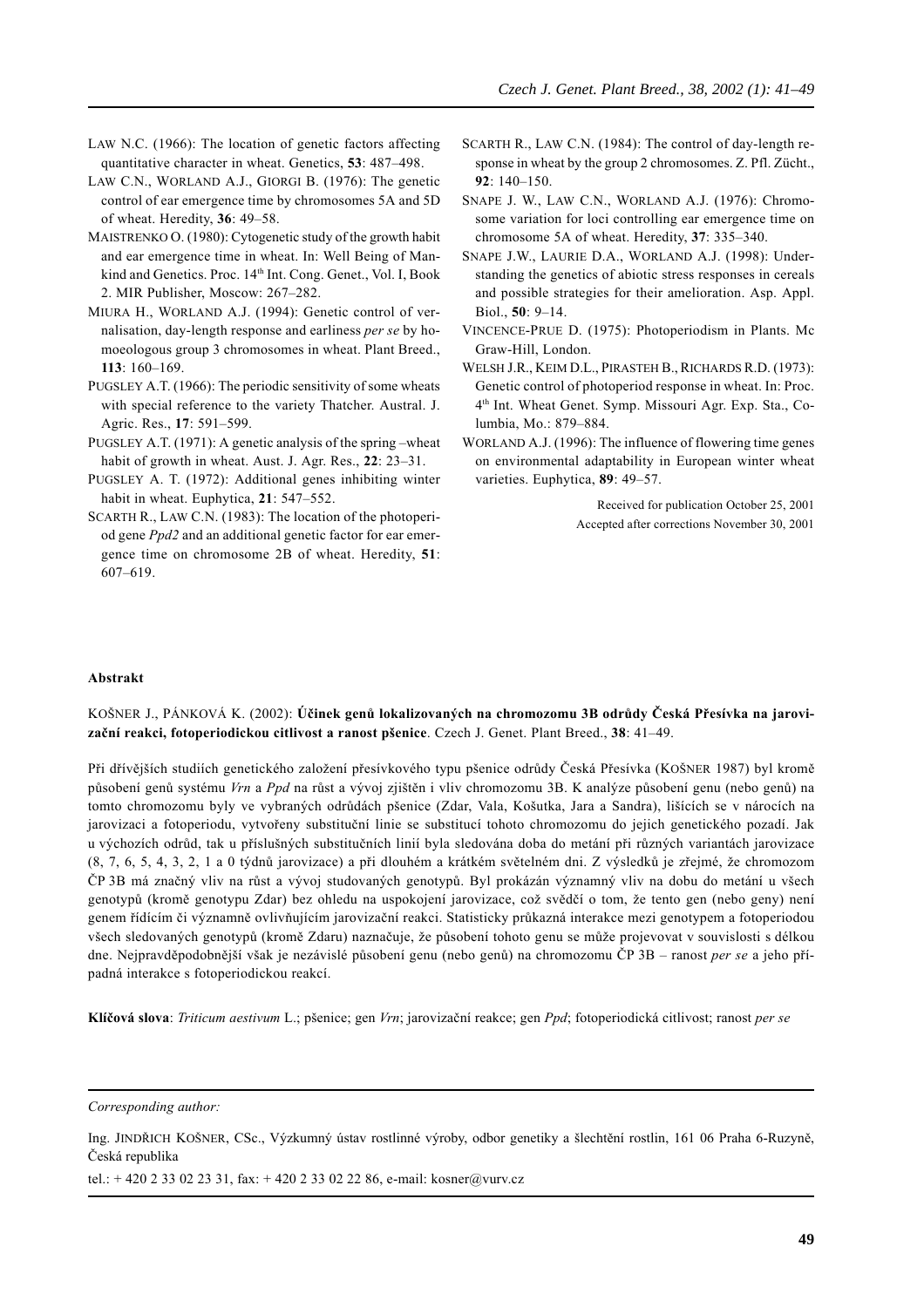LAW N.C. (1966): The location of genetic factors affecting quantitative character in wheat. Genetics, **53**: 487–498.

LAW C.N., WORLAND A.J., GIORGI B. (1976): The genetic control of ear emergence time by chromosomes 5A and 5D of wheat. Heredity, **36**: 49–58.

MAISTRENKO O. (1980): Cytogenetic study of the growth habit and ear emergence time in wheat. In: Well Being of Mankind and Genetics. Proc. 14th Int. Cong. Genet., Vol. I, Book 2. MIR Publisher, Moscow: 267–282.

MIURA H., WORLAND A.J. (1994): Genetic control of vernalisation, day-length response and earliness *per se* by homoeologous group 3 chromosomes in wheat. Plant Breed., **113**: 160–169.

PUGSLEY A.T. (1966): The periodic sensitivity of some wheats with special reference to the variety Thatcher. Austral. J. Agric. Res., **17**: 591–599.

PUGSLEY A.T. (1971): A genetic analysis of the spring –wheat habit of growth in wheat. Aust. J. Agr. Res., **22**: 23–31.

PUGSLEY A. T. (1972): Additional genes inhibiting winter habit in wheat. Euphytica, **21**: 547–552.

SCARTH R., LAW C.N. (1983): The location of the photoperiod gene *Ppd2* and an additional genetic factor for ear emergence time on chromosome 2B of wheat. Heredity, **51**: 607–619.

SCARTH R., LAW C.N. (1984): The control of day-length response in wheat by the group 2 chromosomes. Z. Pfl. Zücht., **92**: 140–150.

SNAPE J. W., LAW C.N., WORLAND A.J. (1976): Chromosome variation for loci controlling ear emergence time on chromosome 5A of wheat. Heredity, **37**: 335–340.

SNAPE J.W., LAURIE D.A., WORLAND A.J. (1998): Understanding the genetics of abiotic stress responses in cereals and possible strategies for their amelioration. Asp. Appl. Biol., **50**: 9–14.

VINCENCE-PRUE D. (1975): Photoperiodism in Plants. Mc Graw-Hill, London.

WELSH J.R., KEIM D.L., PIRASTEH B., RICHARDS R.D. (1973): Genetic control of photoperiod response in wheat. In: Proc. 4th Int. Wheat Genet. Symp. Missouri Agr. Exp. Sta., Columbia, Mo.: 879–884.

WORLAND A.J. (1996): The influence of flowering time genes on environmental adaptability in European winter wheat varieties. Euphytica, **89**: 49–57.

Received for publication October 25, 2001
Accepted after corrections November 30, 2001

**Abstrakt**

KOŠNER J., PÁNKOVÁ K. (2002): **Účinek genů lokalizovaných na chromozomu 3B odrůdy Česká Přesívka na jarovizační reakci, fotoperiodickou citlivost a ranost pšenice**. Czech J. Genet. Plant Breed., **38**: 41–49.

Při dřívějších studiích genetického založení přesívkového typu pšenice odrůdy Česká Přesívka (KOŠNER 1987) byl kromě působení genů systému *Vrn* a *Ppd* na růst a vývoj zjištěn i vliv chromozomu 3B. K analýze působení genu (nebo genů) na tomto chromozomu byly ve vybraných odrůdách pšenice (Zdar, Vala, Košutka, Jara a Sandra), lišících se v nárocích na jarovizaci a fotoperiodu, vytvořeny substituční linie se substitucí tohoto chromozomu do jejich genetického pozadí. Jak u výchozích odrůd, tak u příslušných substitučních linií byla sledována doba do metání při různých variantách jarovizace (8, 7, 6, 5, 4, 3, 2, 1 a 0 týdnů jarovizace) a při dlouhém a krátkém světelném dni. Z výsledků je zřejmé, že chromozom ČP 3B má značný vliv na růst a vývoj studovaných genotypů. Byl prokázán významný vliv na dobu do metání u všech genotypů (kromě genotypu Zdar) bez ohledu na uspokojení jarovizace, což svědčí o tom, že tento gen (nebo geny) není genem řídícím či významně ovlivňujícím jarovizační reakci. Statisticky průkazná interakce mezi genotypem a fotoperiodou všech sledovaných genotypů (kromě Zdaru) naznačuje, že působení tohoto genu se může projevovat v souvislosti s délkou dne. Nejpravděpodobnější však je nezávislé působení genu (nebo genů) na chromozomu ČP 3B – ranost *per se* a jeho případná interakce s fotoperiodickou reakcí.

**Klíčová slova**: *Triticum aestivum* L.; pšenice; gen *Vrn*; jarovizační reakce; gen *Ppd*; fotoperiodická citlivost; ranost *per se*

*Corresponding author:*

Ing. JINDŘICH KOŠNER, CSc., Výzkumný ústav rostlinné výroby, odbor genetiky a šlechtění rostlin, 161 06 Praha 6-Ruzyně, Česká republika

tel.: + 420 2 33 02 23 31, fax: + 420 2 33 02 22 86, e-mail: kosner@vurv.cz